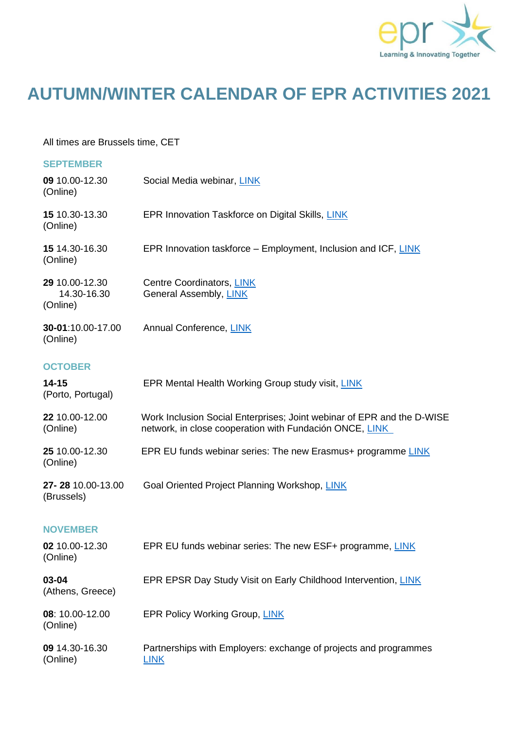# AUTUMN/WINTER CALENDAR OF EPR ACTIVITIES 2021

All times are Brussels time, CET

## SEPTEMBER

| | |
|---|---|
| **09** 10.00-12.30 (Online) | Social Media webinar, LINK |
| **15** 10.30-13.30 (Online) | EPR Innovation Taskforce on Digital Skills, LINK |
| **15** 14.30-16.30 (Online) | EPR Innovation taskforce – Employment, Inclusion and ICF, LINK |
| **29** 10.00-12.30<br>14.30-16.30 (Online) | Centre Coordinators, LINK<br>General Assembly, LINK |
| **30-01**:10.00-17.00 (Online) | Annual Conference, LINK |

## OCTOBER

| | |
|---|---|
| **14-15** (Porto, Portugal) | EPR Mental Health Working Group study visit, LINK |
| **22** 10.00-12.00 (Online) | Work Inclusion Social Enterprises; Joint webinar of EPR and the D-WISE network, in close cooperation with Fundación ONCE, LINK |
| **25** 10.00-12.30 (Online) | EPR EU funds webinar series: The new Erasmus+ programme LINK |
| **27- 28** 10.00-13.00 (Brussels) | Goal Oriented Project Planning Workshop, LINK |

## NOVEMBER

| | |
|---|---|
| **02** 10.00-12.30 (Online) | EPR EU funds webinar series: The new ESF+ programme, LINK |
| **03-04** (Athens, Greece) | EPR EPSR Day Study Visit on Early Childhood Intervention, LINK |
| **08**: 10.00-12.00 (Online) | EPR Policy Working Group, LINK |
| **09** 14.30-16.30 (Online) | Partnerships with Employers: exchange of projects and programmes LINK |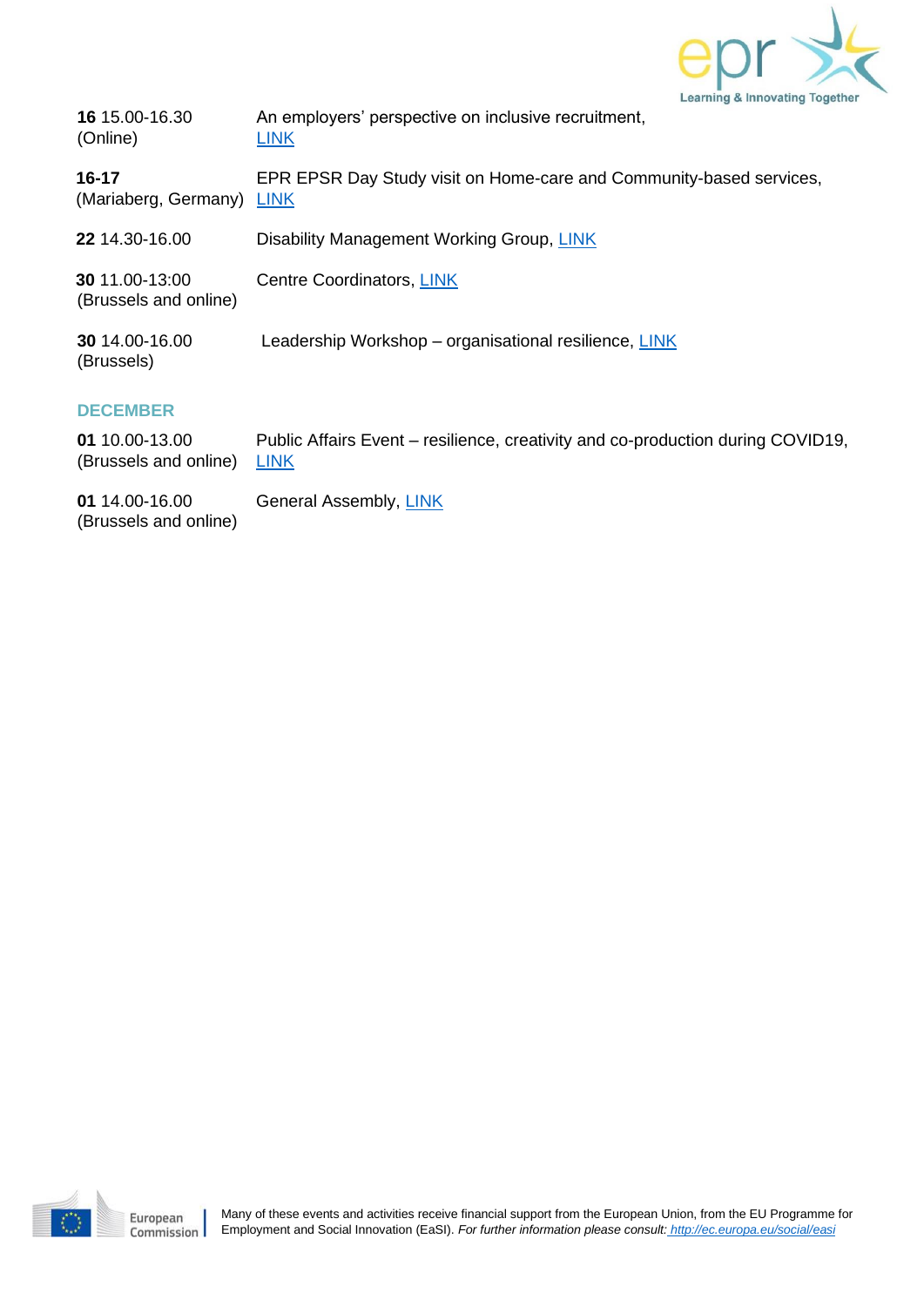**16** 15.00-16.30 (Online) — An employers' perspective on inclusive recruitment, LINK

**16-17** (Mariaberg, Germany) — EPR EPSR Day Study visit on Home-care and Community-based services, LINK

**22** 14.30-16.00 — Disability Management Working Group, LINK

**30** 11.00-13:00 (Brussels and online) — Centre Coordinators, LINK

**30** 14.00-16.00 (Brussels) — Leadership Workshop – organisational resilience, LINK

## DECEMBER

**01** 10.00-13.00 (Brussels and online) — Public Affairs Event – resilience, creativity and co-production during COVID19, LINK

**01** 14.00-16.00 (Brussels and online) — General Assembly, LINK

European Commission

Many of these events and activities receive financial support from the European Union, from the EU Programme for Employment and Social Innovation (EaSI). *For further information please consult: http://ec.europa.eu/social/easi*